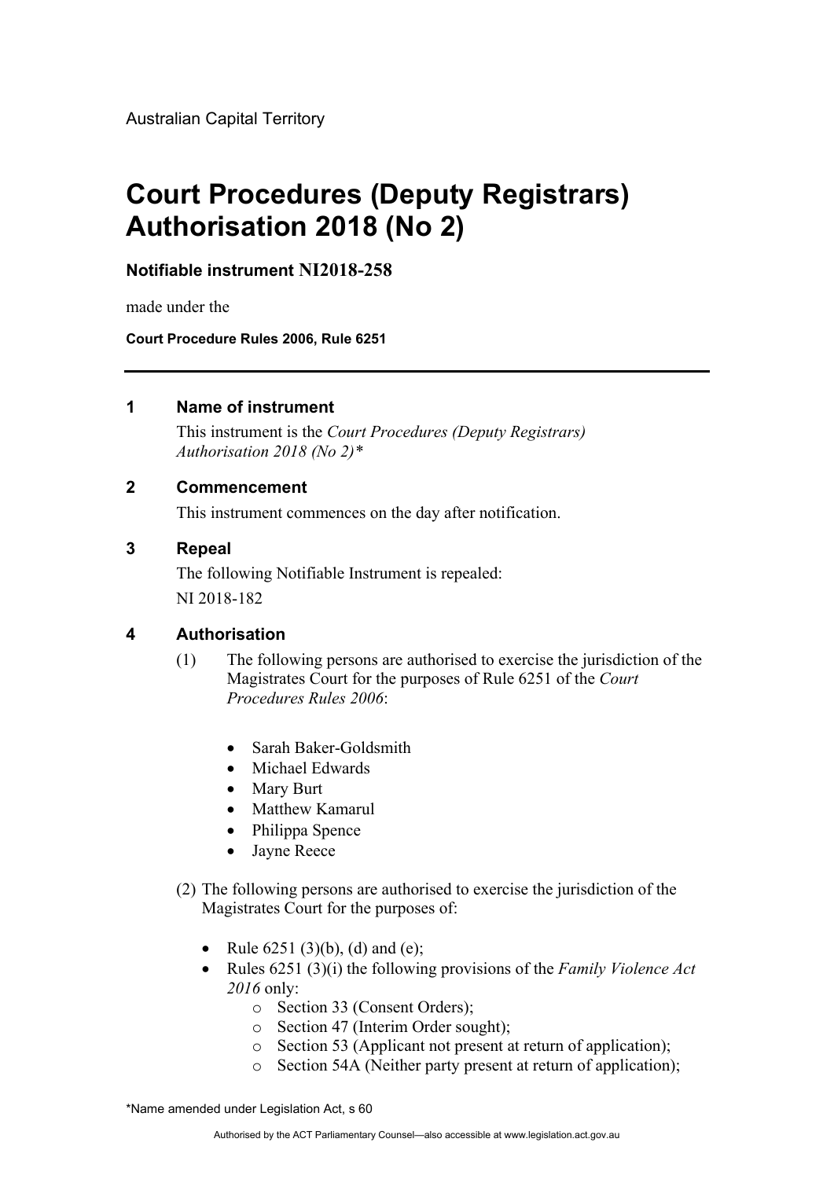Australian Capital Territory

# Court Procedures (Deputy Registrars) Authorisation 2018 (No 2)

**Notifiable instrument NI2018-258**

made under the

**Court Procedure Rules 2006, Rule 6251**

---

## 1 Name of instrument

This instrument is the *Court Procedures (Deputy Registrars) Authorisation 2018 (No 2)\**

## 2 Commencement

This instrument commences on the day after notification.

## 3 Repeal

The following Notifiable Instrument is repealed:

NI 2018-182

## 4 Authorisation

(1) The following persons are authorised to exercise the jurisdiction of the Magistrates Court for the purposes of Rule 6251 of the *Court Procedures Rules 2006*:

- Sarah Baker-Goldsmith
- Michael Edwards
- Mary Burt
- Matthew Kamarul
- Philippa Spence
- Jayne Reece

(2) The following persons are authorised to exercise the jurisdiction of the Magistrates Court for the purposes of:

- Rule 6251 (3)(b), (d) and (e);
- Rules 6251 (3)(i) the following provisions of the *Family Violence Act 2016* only:
    - Section 33 (Consent Orders);
    - Section 47 (Interim Order sought);
    - Section 53 (Applicant not present at return of application);
    - Section 54A (Neither party present at return of application);

\*Name amended under Legislation Act, s 60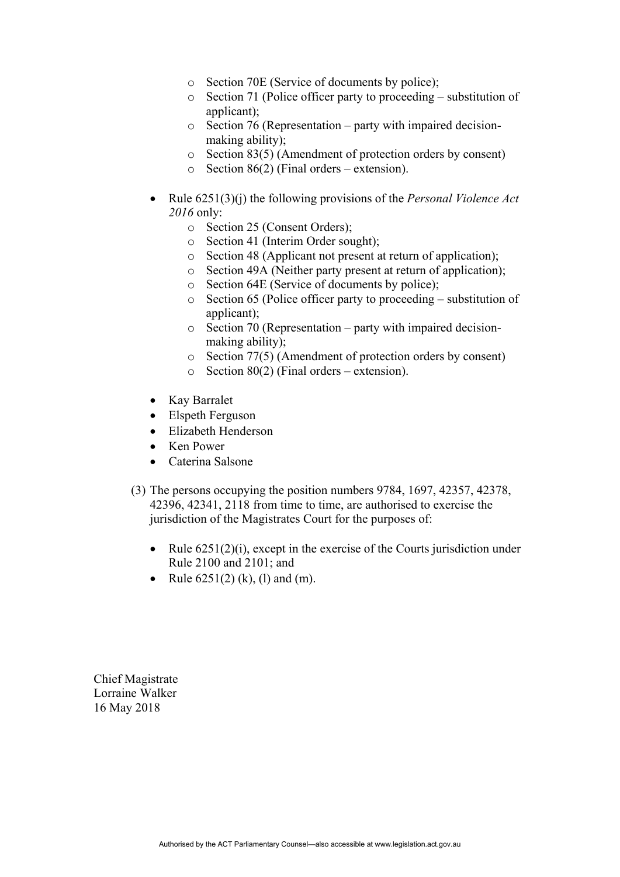- Section 70E (Service of documents by police);
  - Section 71 (Police officer party to proceeding – substitution of applicant);
  - Section 76 (Representation – party with impaired decision-making ability);
  - Section 83(5) (Amendment of protection orders by consent)
  - Section 86(2) (Final orders – extension).

- Rule 6251(3)(j) the following provisions of the *Personal Violence Act 2016* only:
  - Section 25 (Consent Orders);
  - Section 41 (Interim Order sought);
  - Section 48 (Applicant not present at return of application);
  - Section 49A (Neither party present at return of application);
  - Section 64E (Service of documents by police);
  - Section 65 (Police officer party to proceeding – substitution of applicant);
  - Section 70 (Representation – party with impaired decision-making ability);
  - Section 77(5) (Amendment of protection orders by consent)
  - Section 80(2) (Final orders – extension).

- Kay Barralet
- Elspeth Ferguson
- Elizabeth Henderson
- Ken Power
- Caterina Salsone

(3) The persons occupying the position numbers 9784, 1697, 42357, 42378, 42396, 42341, 2118 from time to time, are authorised to exercise the jurisdiction of the Magistrates Court for the purposes of:

- Rule 6251(2)(i), except in the exercise of the Courts jurisdiction under Rule 2100 and 2101; and
- Rule 6251(2) (k), (l) and (m).

Chief Magistrate
Lorraine Walker
16 May 2018